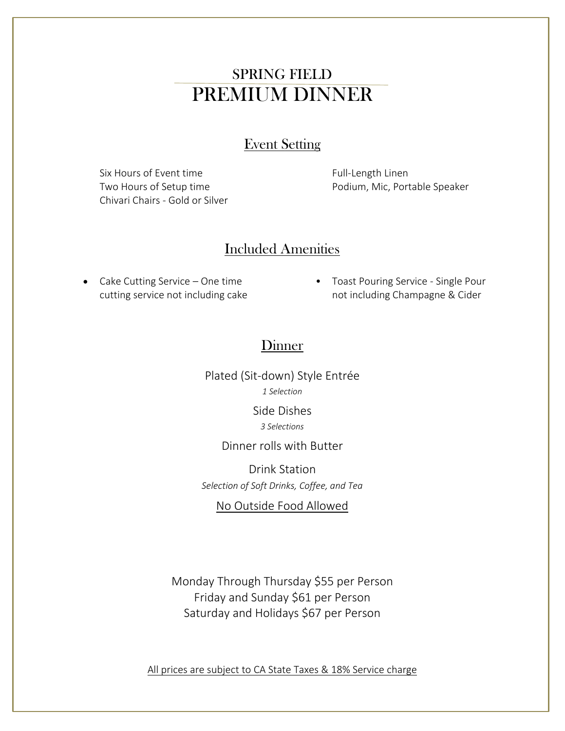# SPRING FIELD
# PREMIUM DINNER

## Event Setting

Six Hours of Event time
Two Hours of Setup time
Chivari Chairs - Gold or Silver

Full-Length Linen
Podium, Mic, Portable Speaker

## Included Amenities

- Cake Cutting Service – One time cutting service not including cake
- Toast Pouring Service - Single Pour not including Champagne & Cider

## Dinner

Plated (Sit-down) Style Entrée
*1 Selection*

Side Dishes
*3 Selections*

Dinner rolls with Butter

Drink Station
*Selection of Soft Drinks, Coffee, and Tea*

<u>No Outside Food Allowed</u>

Monday Through Thursday $55 per Person
Friday and Sunday $61 per Person
Saturday and Holidays $67 per Person

<u>All prices are subject to CA State Taxes & 18% Service charge</u>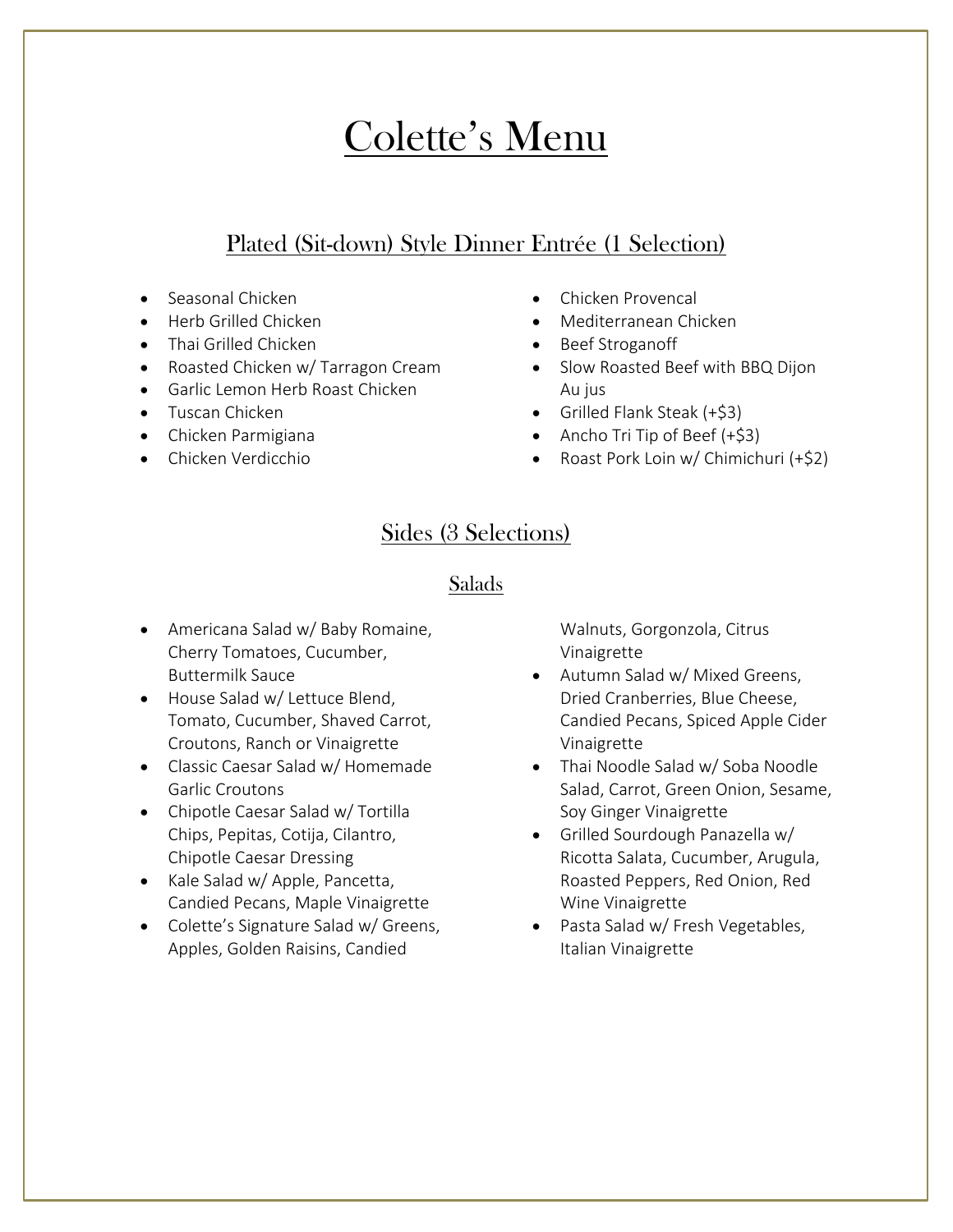# Colette's Menu

## Plated (Sit-down) Style Dinner Entrée (1 Selection)

- Seasonal Chicken
- Herb Grilled Chicken
- Thai Grilled Chicken
- Roasted Chicken w/ Tarragon Cream
- Garlic Lemon Herb Roast Chicken
- Tuscan Chicken
- Chicken Parmigiana
- Chicken Verdicchio
- Chicken Provencal
- Mediterranean Chicken
- Beef Stroganoff
- Slow Roasted Beef with BBQ Dijon Au jus
- Grilled Flank Steak (+$3)
- Ancho Tri Tip of Beef (+$3)
- Roast Pork Loin w/ Chimichuri (+$2)

## Sides (3 Selections)

### Salads

- Americana Salad w/ Baby Romaine, Cherry Tomatoes, Cucumber, Buttermilk Sauce
- House Salad w/ Lettuce Blend, Tomato, Cucumber, Shaved Carrot, Croutons, Ranch or Vinaigrette
- Classic Caesar Salad w/ Homemade Garlic Croutons
- Chipotle Caesar Salad w/ Tortilla Chips, Pepitas, Cotija, Cilantro, Chipotle Caesar Dressing
- Kale Salad w/ Apple, Pancetta, Candied Pecans, Maple Vinaigrette
- Colette's Signature Salad w/ Greens, Apples, Golden Raisins, Candied Walnuts, Gorgonzola, Citrus Vinaigrette
- Autumn Salad w/ Mixed Greens, Dried Cranberries, Blue Cheese, Candied Pecans, Spiced Apple Cider Vinaigrette
- Thai Noodle Salad w/ Soba Noodle Salad, Carrot, Green Onion, Sesame, Soy Ginger Vinaigrette
- Grilled Sourdough Panazella w/ Ricotta Salata, Cucumber, Arugula, Roasted Peppers, Red Onion, Red Wine Vinaigrette
- Pasta Salad w/ Fresh Vegetables, Italian Vinaigrette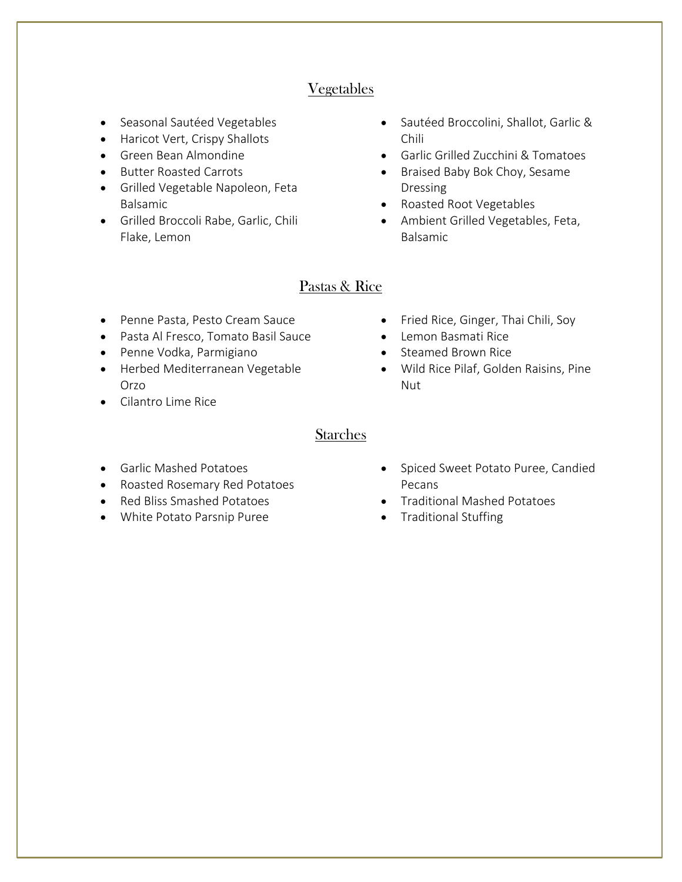## Vegetables

- Seasonal Sautéed Vegetables
- Haricot Vert, Crispy Shallots
- Green Bean Almondine
- Butter Roasted Carrots
- Grilled Vegetable Napoleon, Feta Balsamic
- Grilled Broccoli Rabe, Garlic, Chili Flake, Lemon
- Sautéed Broccolini, Shallot, Garlic & Chili
- Garlic Grilled Zucchini & Tomatoes
- Braised Baby Bok Choy, Sesame Dressing
- Roasted Root Vegetables
- Ambient Grilled Vegetables, Feta, Balsamic

## Pastas & Rice

- Penne Pasta, Pesto Cream Sauce
- Pasta Al Fresco, Tomato Basil Sauce
- Penne Vodka, Parmigiano
- Herbed Mediterranean Vegetable Orzo
- Cilantro Lime Rice
- Fried Rice, Ginger, Thai Chili, Soy
- Lemon Basmati Rice
- Steamed Brown Rice
- Wild Rice Pilaf, Golden Raisins, Pine Nut

## Starches

- Garlic Mashed Potatoes
- Roasted Rosemary Red Potatoes
- Red Bliss Smashed Potatoes
- White Potato Parsnip Puree
- Spiced Sweet Potato Puree, Candied Pecans
- Traditional Mashed Potatoes
- Traditional Stuffing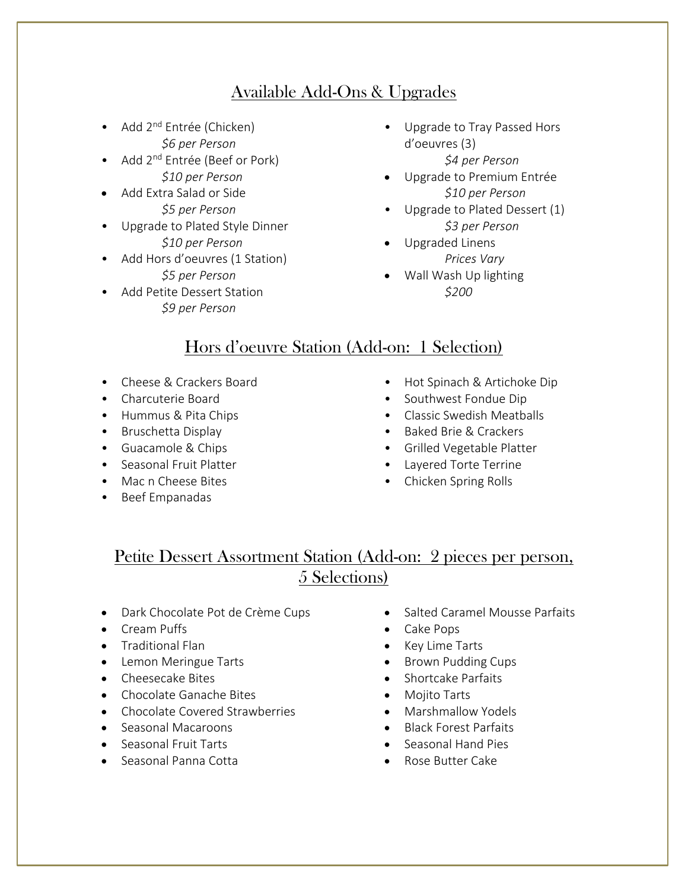## Available Add-Ons & Upgrades

- Add 2nd Entrée (Chicken)
  *$6 per Person*
- Add 2nd Entrée (Beef or Pork)
  *$10 per Person*
- Add Extra Salad or Side
  *$5 per Person*
- Upgrade to Plated Style Dinner
  *$10 per Person*
- Add Hors d'oeuvres (1 Station)
  *$5 per Person*
- Add Petite Dessert Station
  *$9 per Person*
- Upgrade to Tray Passed Hors d'oeuvres (3)
  *$4 per Person*
- Upgrade to Premium Entrée
  *$10 per Person*
- Upgrade to Plated Dessert (1)
  *$3 per Person*
- Upgraded Linens
  *Prices Vary*
- Wall Wash Up lighting
  *$200*

## Hors d'oeuvre Station (Add-on: 1 Selection)

- Cheese & Crackers Board
- Charcuterie Board
- Hummus & Pita Chips
- Bruschetta Display
- Guacamole & Chips
- Seasonal Fruit Platter
- Mac n Cheese Bites
- Beef Empanadas
- Hot Spinach & Artichoke Dip
- Southwest Fondue Dip
- Classic Swedish Meatballs
- Baked Brie & Crackers
- Grilled Vegetable Platter
- Layered Torte Terrine
- Chicken Spring Rolls

## Petite Dessert Assortment Station (Add-on: 2 pieces per person, 5 Selections)

- Dark Chocolate Pot de Crème Cups
- Cream Puffs
- Traditional Flan
- Lemon Meringue Tarts
- Cheesecake Bites
- Chocolate Ganache Bites
- Chocolate Covered Strawberries
- Seasonal Macaroons
- Seasonal Fruit Tarts
- Seasonal Panna Cotta
- Salted Caramel Mousse Parfaits
- Cake Pops
- Key Lime Tarts
- Brown Pudding Cups
- Shortcake Parfaits
- Mojito Tarts
- Marshmallow Yodels
- Black Forest Parfaits
- Seasonal Hand Pies
- Rose Butter Cake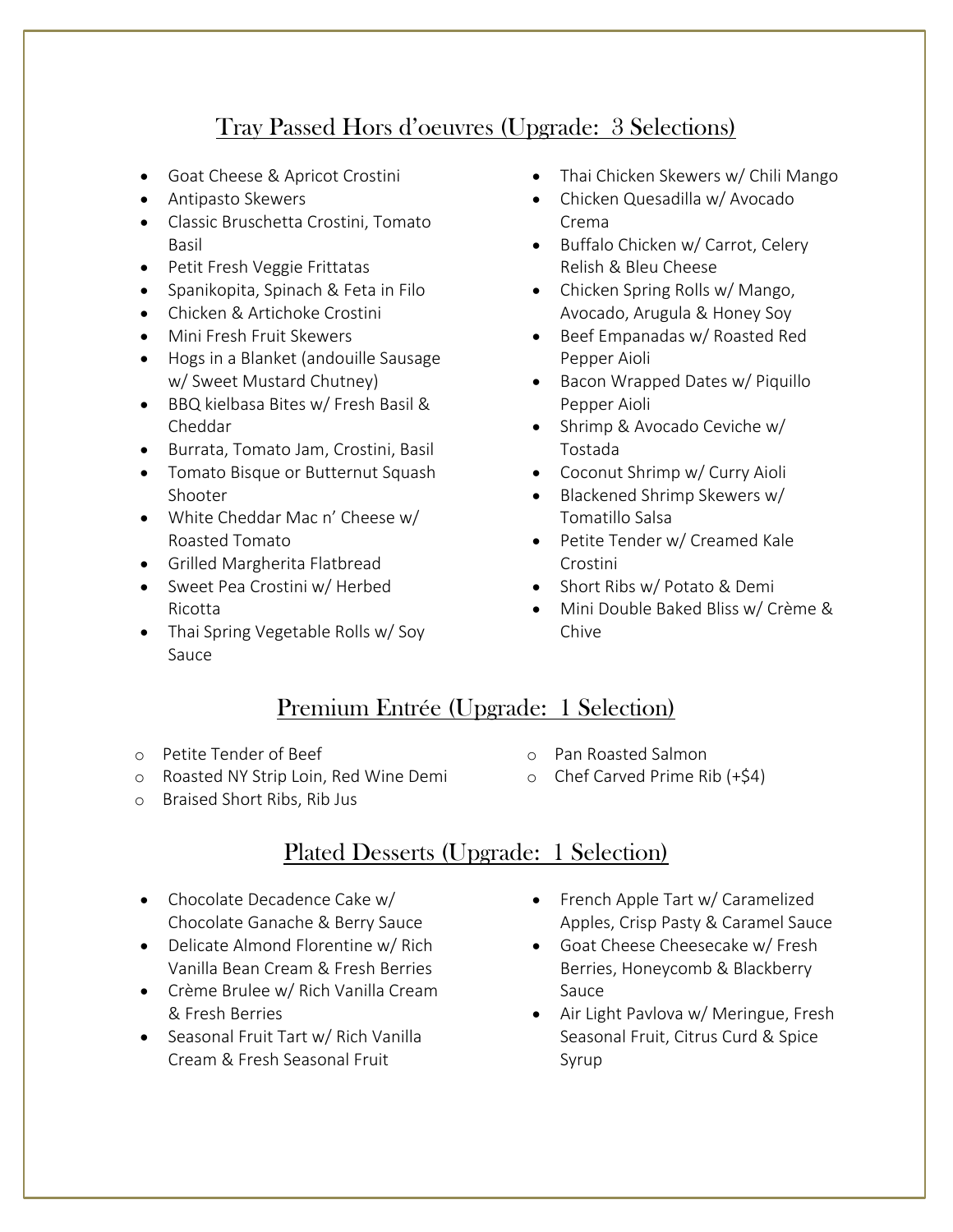## Tray Passed Hors d'oeuvres (Upgrade: 3 Selections)

- Goat Cheese & Apricot Crostini
- Antipasto Skewers
- Classic Bruschetta Crostini, Tomato Basil
- Petit Fresh Veggie Frittatas
- Spanikopita, Spinach & Feta in Filo
- Chicken & Artichoke Crostini
- Mini Fresh Fruit Skewers
- Hogs in a Blanket (andouille Sausage w/ Sweet Mustard Chutney)
- BBQ kielbasa Bites w/ Fresh Basil & Cheddar
- Burrata, Tomato Jam, Crostini, Basil
- Tomato Bisque or Butternut Squash Shooter
- White Cheddar Mac n' Cheese w/ Roasted Tomato
- Grilled Margherita Flatbread
- Sweet Pea Crostini w/ Herbed Ricotta
- Thai Spring Vegetable Rolls w/ Soy Sauce
- Thai Chicken Skewers w/ Chili Mango
- Chicken Quesadilla w/ Avocado Crema
- Buffalo Chicken w/ Carrot, Celery Relish & Bleu Cheese
- Chicken Spring Rolls w/ Mango, Avocado, Arugula & Honey Soy
- Beef Empanadas w/ Roasted Red Pepper Aioli
- Bacon Wrapped Dates w/ Piquillo Pepper Aioli
- Shrimp & Avocado Ceviche w/ Tostada
- Coconut Shrimp w/ Curry Aioli
- Blackened Shrimp Skewers w/ Tomatillo Salsa
- Petite Tender w/ Creamed Kale Crostini
- Short Ribs w/ Potato & Demi
- Mini Double Baked Bliss w/ Crème & Chive

## Premium Entrée (Upgrade: 1 Selection)

- Petite Tender of Beef
- Roasted NY Strip Loin, Red Wine Demi
- Braised Short Ribs, Rib Jus
- Pan Roasted Salmon
- Chef Carved Prime Rib (+$4)

## Plated Desserts (Upgrade: 1 Selection)

- Chocolate Decadence Cake w/ Chocolate Ganache & Berry Sauce
- Delicate Almond Florentine w/ Rich Vanilla Bean Cream & Fresh Berries
- Crème Brulee w/ Rich Vanilla Cream & Fresh Berries
- Seasonal Fruit Tart w/ Rich Vanilla Cream & Fresh Seasonal Fruit
- French Apple Tart w/ Caramelized Apples, Crisp Pasty & Caramel Sauce
- Goat Cheese Cheesecake w/ Fresh Berries, Honeycomb & Blackberry Sauce
- Air Light Pavlova w/ Meringue, Fresh Seasonal Fruit, Citrus Curd & Spice Syrup